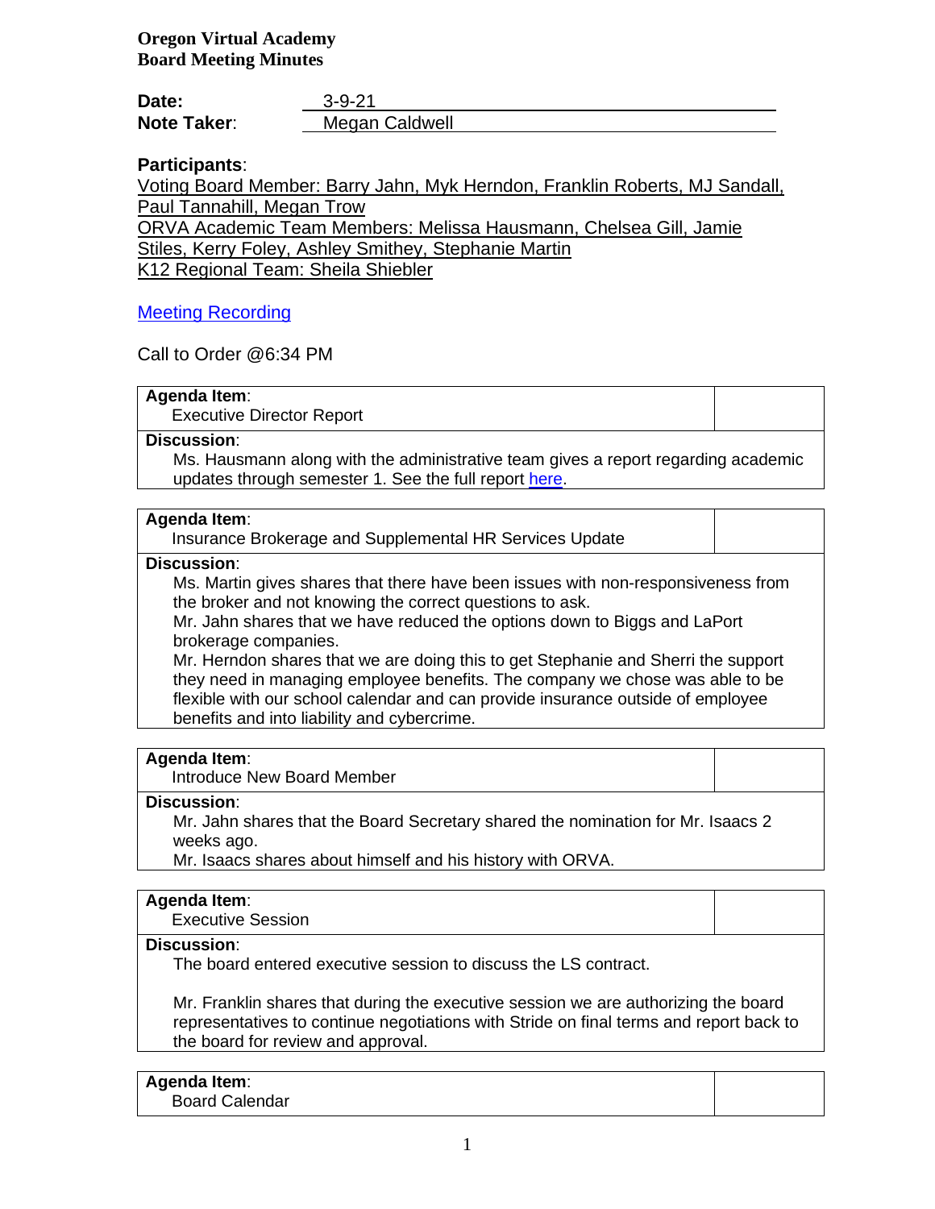**Oregon Virtual Academy**
**Board Meeting Minutes**

**Date:** 3-9-21
**Note Taker**: Megan Caldwell

**Participants**:
Voting Board Member: Barry Jahn, Myk Herndon, Franklin Roberts, MJ Sandall, Paul Tannahill, Megan Trow
ORVA Academic Team Members: Melissa Hausmann, Chelsea Gill, Jamie Stiles, Kerry Foley, Ashley Smithey, Stephanie Martin
K12 Regional Team: Sheila Shiebler

Meeting Recording

Call to Order @6:34 PM

| **Agenda Item**: Executive Director Report | |
|---|---|
| **Discussion**: Ms. Hausmann along with the administrative team gives a report regarding academic updates through semester 1. See the full report here. | |

| **Agenda Item**: Insurance Brokerage and Supplemental HR Services Update | |
|---|---|
| **Discussion**: Ms. Martin gives shares that there have been issues with non-responsiveness from the broker and not knowing the correct questions to ask. Mr. Jahn shares that we have reduced the options down to Biggs and LaPort brokerage companies. Mr. Herndon shares that we are doing this to get Stephanie and Sherri the support they need in managing employee benefits. The company we chose was able to be flexible with our school calendar and can provide insurance outside of employee benefits and into liability and cybercrime. | |

| **Agenda Item**: Introduce New Board Member | |
|---|---|
| **Discussion**: Mr. Jahn shares that the Board Secretary shared the nomination for Mr. Isaacs 2 weeks ago. Mr. Isaacs shares about himself and his history with ORVA. | |

| **Agenda Item**: Executive Session | |
|---|---|
| **Discussion**: The board entered executive session to discuss the LS contract. Mr. Franklin shares that during the executive session we are authorizing the board representatives to continue negotiations with Stride on final terms and report back to the board for review and approval. | |

| **Agenda Item**: Board Calendar | |
|---|---|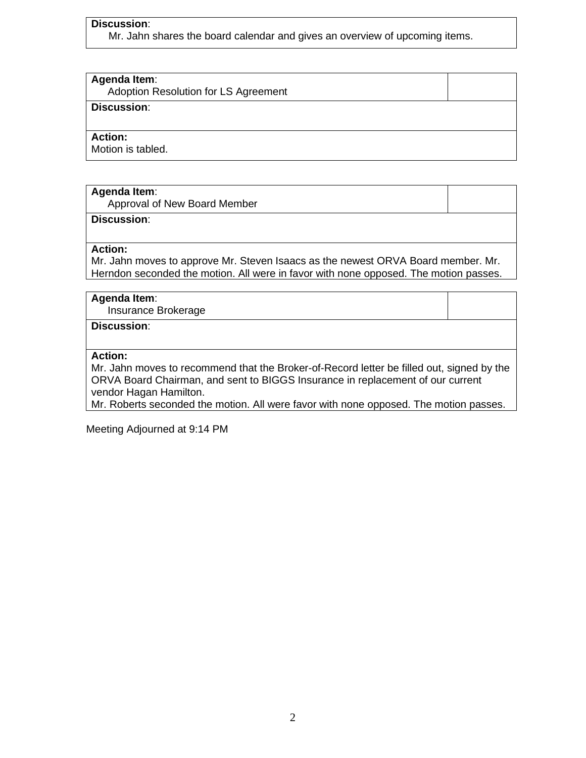**Discussion**:
Mr. Jahn shares the board calendar and gives an overview of upcoming items.

| | |
|---|---|
| **Agenda Item**: Adoption Resolution for LS Agreement | |
| **Discussion**: | |
| **Action:** Motion is tabled. | |

| | |
|---|---|
| **Agenda Item**: Approval of New Board Member | |
| **Discussion**: | |
| **Action:** Mr. Jahn moves to approve Mr. Steven Isaacs as the newest ORVA Board member. Mr. Herndon seconded the motion. All were in favor with none opposed. The motion passes. | |

| | |
|---|---|
| **Agenda Item**: Insurance Brokerage | |
| **Discussion**: | |
| **Action:** Mr. Jahn moves to recommend that the Broker-of-Record letter be filled out, signed by the ORVA Board Chairman, and sent to BIGGS Insurance in replacement of our current vendor Hagan Hamilton. Mr. Roberts seconded the motion. All were favor with none opposed. The motion passes. | |

Meeting Adjourned at 9:14 PM